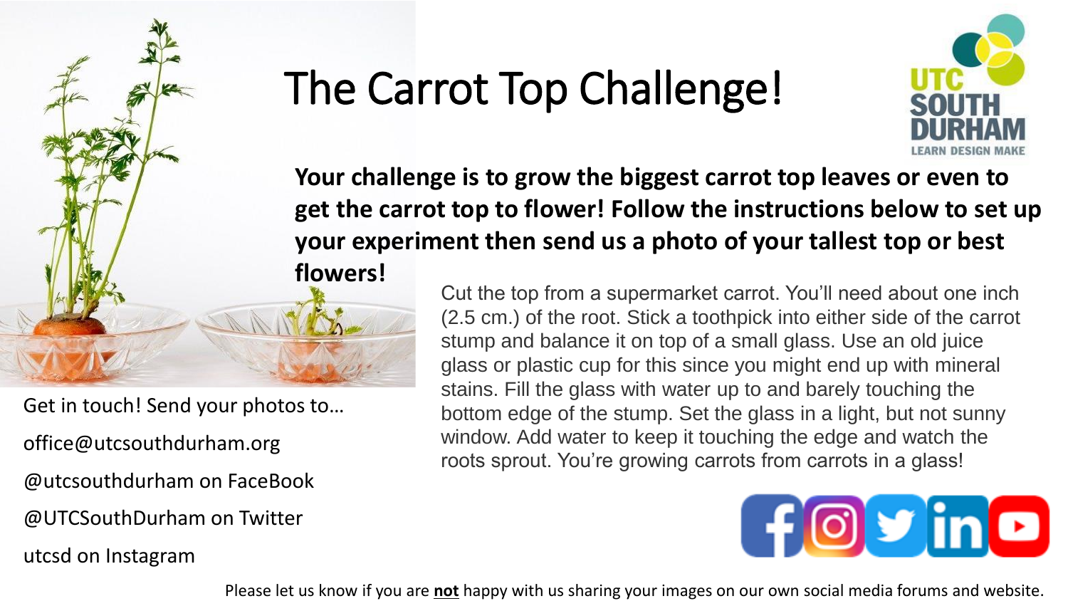# The Carrot Top Challenge!

UTC SOUTH DURHAM
LEARN DESIGN MAKE

**Your challenge is to grow the biggest carrot top leaves or even to get the carrot top to flower! Follow the instructions below to set up your experiment then send us a photo of your tallest top or best flowers!**

Cut the top from a supermarket carrot. You'll need about one inch (2.5 cm.) of the root. Stick a toothpick into either side of the carrot stump and balance it on top of a small glass. Use an old juice glass or plastic cup for this since you might end up with mineral stains. Fill the glass with water up to and barely touching the bottom edge of the stump. Set the glass in a light, but not sunny window. Add water to keep it touching the edge and watch the roots sprout. You're growing carrots from carrots in a glass!

Get in touch! Send your photos to…

office@utcsouthdurham.org

@utcsouthdurham on FaceBook

@UTCSouthDurham on Twitter

utcsd on Instagram

Please let us know if you are **not** happy with us sharing your images on our own social media forums and website.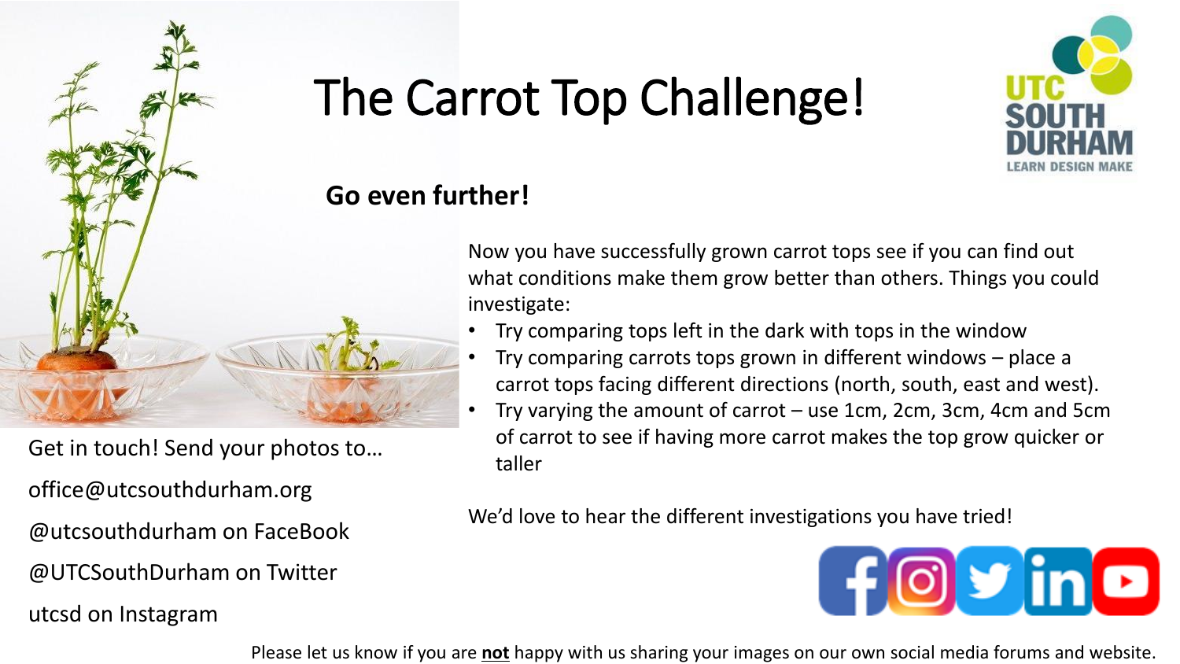# The Carrot Top Challenge!

UTC SOUTH DURHAM
LEARN DESIGN MAKE

**Go even further!**

Now you have successfully grown carrot tops see if you can find out what conditions make them grow better than others. Things you could investigate:

- Try comparing tops left in the dark with tops in the window
- Try comparing carrots tops grown in different windows – place a carrot tops facing different directions (north, south, east and west).
- Try varying the amount of carrot – use 1cm, 2cm, 3cm, 4cm and 5cm of carrot to see if having more carrot makes the top grow quicker or taller

We'd love to hear the different investigations you have tried!

Get in touch! Send your photos to…

office@utcsouthdurham.org

@utcsouthdurham on FaceBook

@UTCSouthDurham on Twitter

utcsd on Instagram

Please let us know if you are **not** happy with us sharing your images on our own social media forums and website.